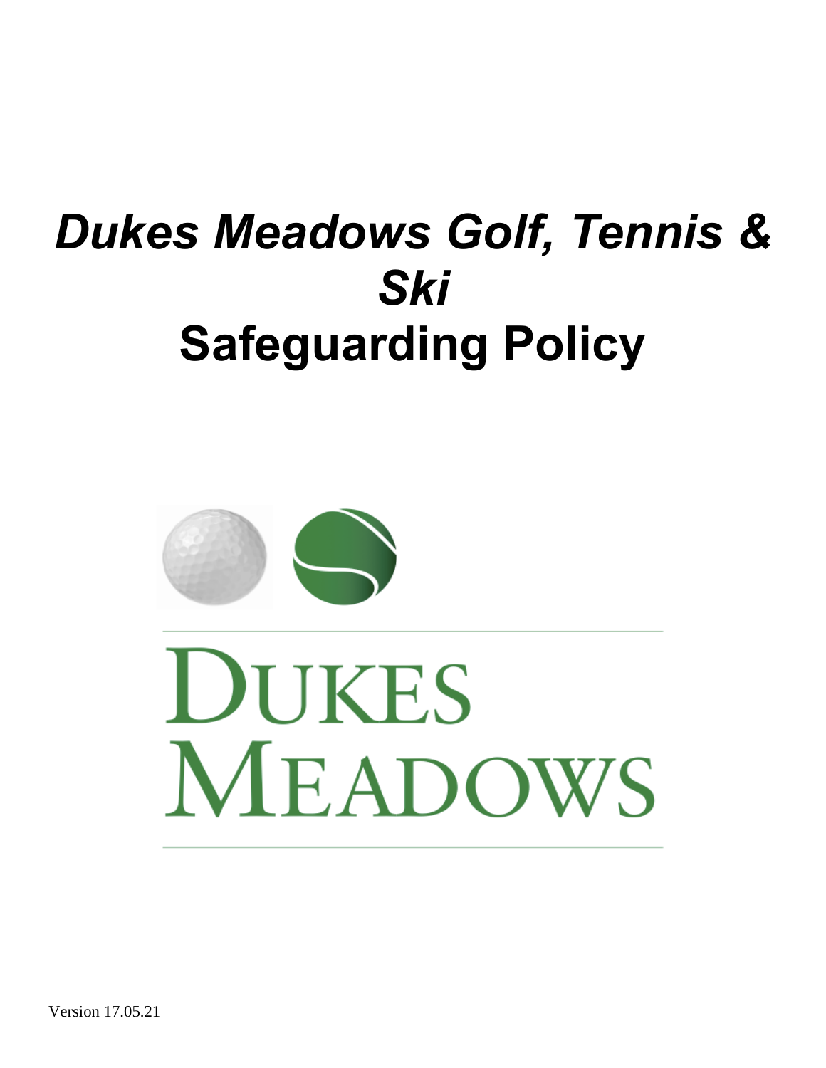# *Dukes Meadows Golf, Tennis & Ski*
# Safeguarding Policy

DUKES
MEADOWS

Version 17.05.21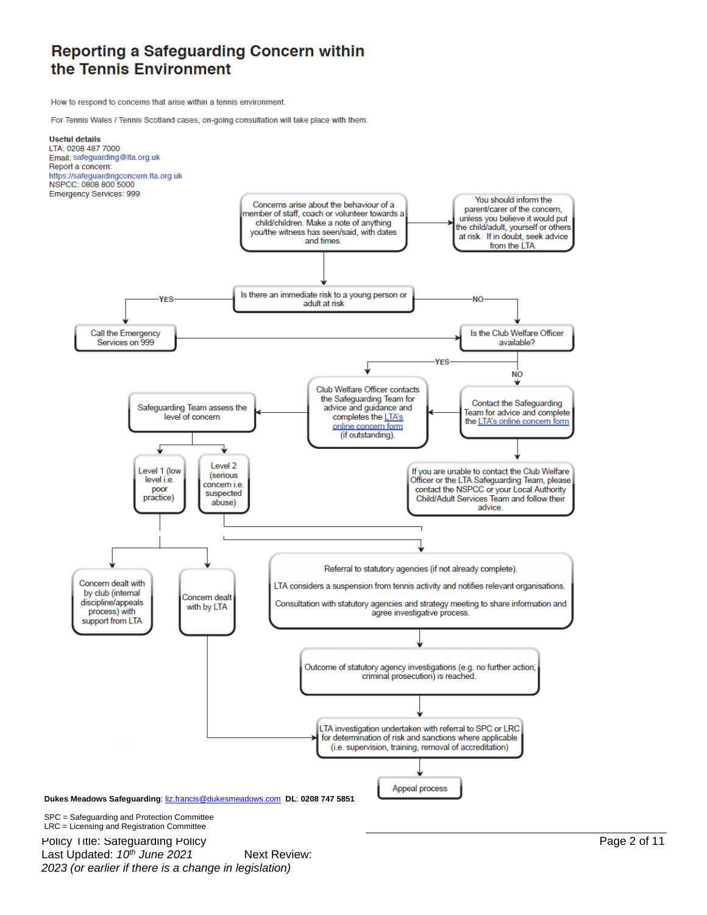# Reporting a Safeguarding Concern within the Tennis Environment

How to respond to concerns that arise within a tennis environment.

For Tennis Wales / Tennis Scotland cases, on-going consultation will take place with them.

**Useful details**
LTA: 0208 487 7000
Email: safeguarding@lta.org.uk
Report a concern:
https://safeguardingconcern.lta.org.uk
NSPCC: 0808 800 5000
Emergency Services: 999

Concerns arise about the behaviour of a member of staff, coach or volunteer towards a child/children. Make a note of anything you/the witness has seen/said, with dates and times.

→ You should inform the parent/carer of the concern, unless you believe it would put the child/adult, yourself or others at risk. If in doubt, seek advice from the LTA.

Is there an immediate risk to a young person or adult at risk

- YES → Call the Emergency Services on 999 → Is the Club Welfare Officer available?
- NO → Is the Club Welfare Officer available?

Is the Club Welfare Officer available?

- YES → Club Welfare Officer contacts the Safeguarding Team for advice and guidance and completes the LTA's online concern form (if outstanding).
- NO → Contact the Safeguarding Team for advice and complete the LTA's online concern form → If you are unable to contact the Club Welfare Officer or the LTA Safeguarding Team, please contact the NSPCC or your Local Authority Child/Adult Services Team and follow their advice.

Safeguarding Team assess the level of concern

- Level 1 (low level i.e. poor practice)
  - Concern dealt with by club (internal discipline/appeals process) with support from LTA
  - Concern dealt with by LTA → LTA investigation undertaken with referral to SPC or LRC for determination of risk and sanctions where applicable (i.e. supervision, training, removal of accreditation)
- Level 2 (serious concern i.e. suspected abuse)
  - Referral to statutory agencies (if not already complete).
    LTA considers a suspension from tennis activity and notifies relevant organisations.
    Consultation with statutory agencies and strategy meeting to share information and agree investigative process.
  - → Outcome of statutory agency investigations (e.g. no further action, criminal prosecution) is reached.
  - → LTA investigation undertaken with referral to SPC or LRC for determination of risk and sanctions where applicable (i.e. supervision, training, removal of accreditation)
  - → Appeal process

**Dukes Meadows Safeguarding**: liz.francis@dukesmeadows.com **DL**: 0208 747 5851

SPC = Safeguarding and Protection Committee
LRC = Licensing and Registration Committee

Policy Title: Safeguarding Policy
Last Updated: *10th June 2021* Next Review: *2023 (or earlier if there is a change in legislation)*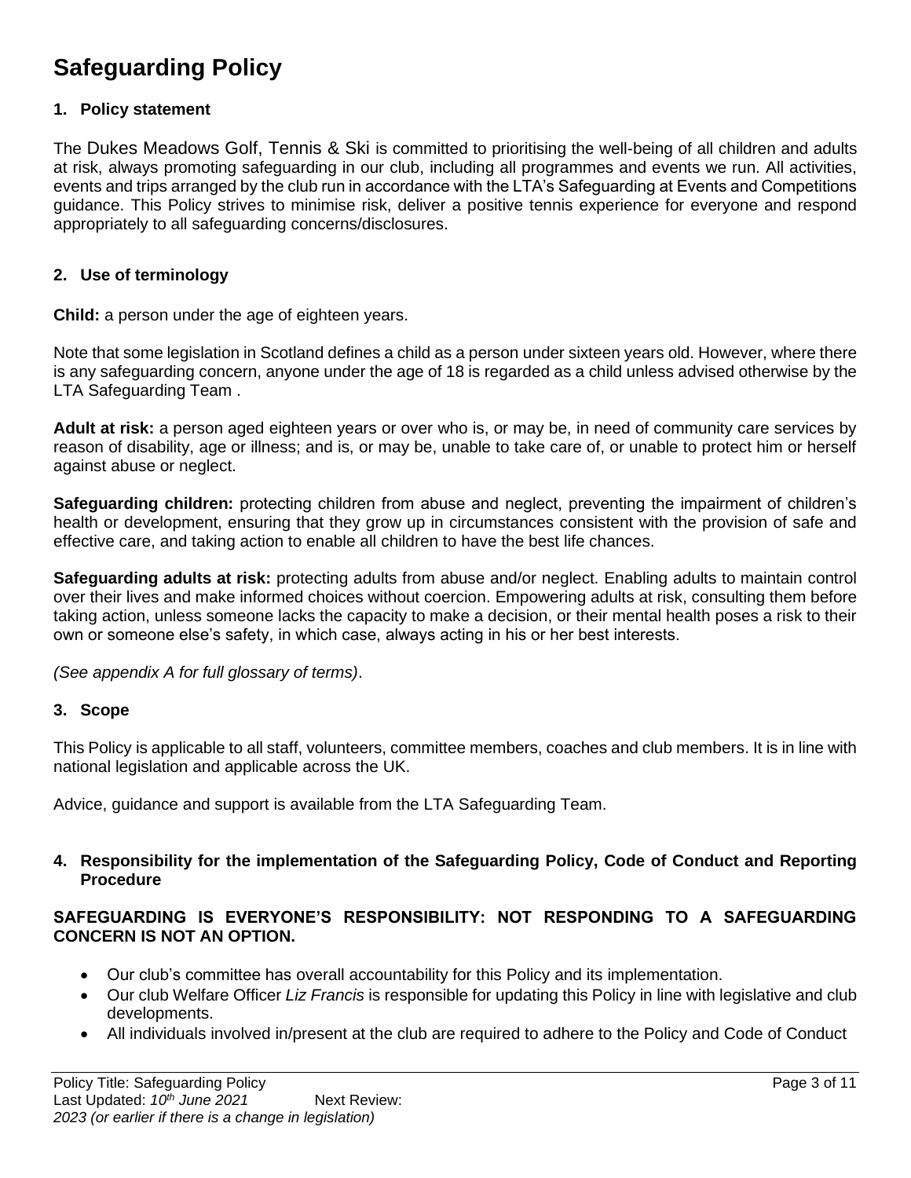# Safeguarding Policy

## 1. Policy statement

The Dukes Meadows Golf, Tennis & Ski is committed to prioritising the well-being of all children and adults at risk, always promoting safeguarding in our club, including all programmes and events we run. All activities, events and trips arranged by the club run in accordance with the LTA's Safeguarding at Events and Competitions guidance. This Policy strives to minimise risk, deliver a positive tennis experience for everyone and respond appropriately to all safeguarding concerns/disclosures.

## 2. Use of terminology

**Child:** a person under the age of eighteen years.

Note that some legislation in Scotland defines a child as a person under sixteen years old. However, where there is any safeguarding concern, anyone under the age of 18 is regarded as a child unless advised otherwise by the LTA Safeguarding Team .

**Adult at risk:** a person aged eighteen years or over who is, or may be, in need of community care services by reason of disability, age or illness; and is, or may be, unable to take care of, or unable to protect him or herself against abuse or neglect.

**Safeguarding children:** protecting children from abuse and neglect, preventing the impairment of children's health or development, ensuring that they grow up in circumstances consistent with the provision of safe and effective care, and taking action to enable all children to have the best life chances.

**Safeguarding adults at risk:** protecting adults from abuse and/or neglect. Enabling adults to maintain control over their lives and make informed choices without coercion. Empowering adults at risk, consulting them before taking action, unless someone lacks the capacity to make a decision, or their mental health poses a risk to their own or someone else's safety, in which case, always acting in his or her best interests.

*(See appendix A for full glossary of terms)*.

## 3. Scope

This Policy is applicable to all staff, volunteers, committee members, coaches and club members. It is in line with national legislation and applicable across the UK.

Advice, guidance and support is available from the LTA Safeguarding Team.

## 4. Responsibility for the implementation of the Safeguarding Policy, Code of Conduct and Reporting Procedure

**SAFEGUARDING IS EVERYONE'S RESPONSIBILITY: NOT RESPONDING TO A SAFEGUARDING CONCERN IS NOT AN OPTION.**

- Our club's committee has overall accountability for this Policy and its implementation.
- Our club Welfare Officer *Liz Francis* is responsible for updating this Policy in line with legislative and club developments.
- All individuals involved in/present at the club are required to adhere to the Policy and Code of Conduct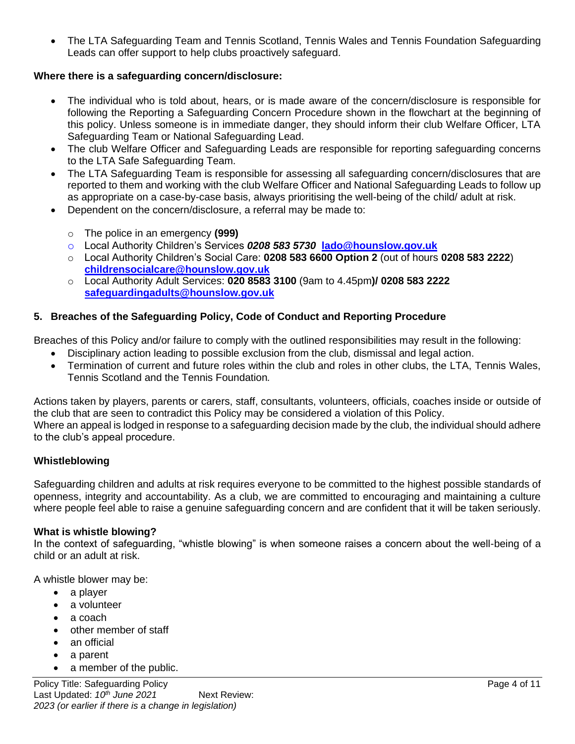- The LTA Safeguarding Team and Tennis Scotland, Tennis Wales and Tennis Foundation Safeguarding Leads can offer support to help clubs proactively safeguard.

**Where there is a safeguarding concern/disclosure:**

- The individual who is told about, hears, or is made aware of the concern/disclosure is responsible for following the Reporting a Safeguarding Concern Procedure shown in the flowchart at the beginning of this policy. Unless someone is in immediate danger, they should inform their club Welfare Officer, LTA Safeguarding Team or National Safeguarding Lead.
- The club Welfare Officer and Safeguarding Leads are responsible for reporting safeguarding concerns to the LTA Safe Safeguarding Team.
- The LTA Safeguarding Team is responsible for assessing all safeguarding concern/disclosures that are reported to them and working with the club Welfare Officer and National Safeguarding Leads to follow up as appropriate on a case-by-case basis, always prioritising the well-being of the child/ adult at risk.
- Dependent on the concern/disclosure, a referral may be made to:
  - The police in an emergency **(999)**
  - Local Authority Children's Services ***0208 583 5730*** **lado@hounslow.gov.uk**
  - Local Authority Children's Social Care: **0208 583 6600 Option 2** (out of hours **0208 583 2222**) **childrensocialcare@hounslow.gov.uk**
  - Local Authority Adult Services: **020 8583 3100** (9am to 4.45pm**)/ 0208 583 2222** **safeguardingadults@hounslow.gov.uk**

## 5. Breaches of the Safeguarding Policy, Code of Conduct and Reporting Procedure

Breaches of this Policy and/or failure to comply with the outlined responsibilities may result in the following:

- Disciplinary action leading to possible exclusion from the club, dismissal and legal action.
- Termination of current and future roles within the club and roles in other clubs, the LTA, Tennis Wales, Tennis Scotland and the Tennis Foundation*.*

Actions taken by players, parents or carers, staff, consultants, volunteers, officials, coaches inside or outside of the club that are seen to contradict this Policy may be considered a violation of this Policy.
Where an appeal is lodged in response to a safeguarding decision made by the club, the individual should adhere to the club's appeal procedure.

### Whistleblowing

Safeguarding children and adults at risk requires everyone to be committed to the highest possible standards of openness, integrity and accountability. As a club, we are committed to encouraging and maintaining a culture where people feel able to raise a genuine safeguarding concern and are confident that it will be taken seriously.

**What is whistle blowing?**
In the context of safeguarding, "whistle blowing" is when someone raises a concern about the well-being of a child or an adult at risk.

A whistle blower may be:

- a player
- a volunteer
- a coach
- other member of staff
- an official
- a parent
- a member of the public.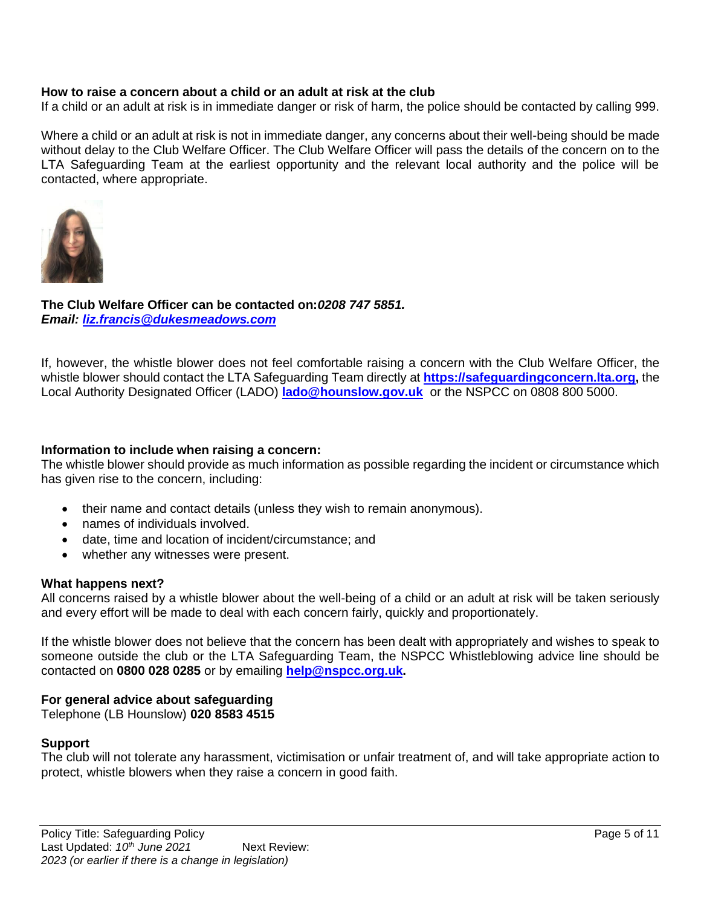**How to raise a concern about a child or an adult at risk at the club**

If a child or an adult at risk is in immediate danger or risk of harm, the police should be contacted by calling 999.

Where a child or an adult at risk is not in immediate danger, any concerns about their well-being should be made without delay to the Club Welfare Officer. The Club Welfare Officer will pass the details of the concern on to the LTA Safeguarding Team at the earliest opportunity and the relevant local authority and the police will be contacted, where appropriate.

**The Club Welfare Officer can be contacted on:*0208 747 5851.***
***Email: liz.francis@dukesmeadows.com***

If, however, the whistle blower does not feel comfortable raising a concern with the Club Welfare Officer, the whistle blower should contact the LTA Safeguarding Team directly at **https://safeguardingconcern.lta.org,** the Local Authority Designated Officer (LADO) **lado@hounslow.gov.uk** or the NSPCC on 0808 800 5000.

**Information to include when raising a concern:**

The whistle blower should provide as much information as possible regarding the incident or circumstance which has given rise to the concern, including:

- their name and contact details (unless they wish to remain anonymous).
- names of individuals involved.
- date, time and location of incident/circumstance; and
- whether any witnesses were present.

**What happens next?**

All concerns raised by a whistle blower about the well-being of a child or an adult at risk will be taken seriously and every effort will be made to deal with each concern fairly, quickly and proportionately.

If the whistle blower does not believe that the concern has been dealt with appropriately and wishes to speak to someone outside the club or the LTA Safeguarding Team, the NSPCC Whistleblowing advice line should be contacted on **0800 028 0285** or by emailing **help@nspcc.org.uk.**

**For general advice about safeguarding**

Telephone (LB Hounslow) **020 8583 4515**

**Support**

The club will not tolerate any harassment, victimisation or unfair treatment of, and will take appropriate action to protect, whistle blowers when they raise a concern in good faith.

Policy Title: Safeguarding Policy
Last Updated: *10th June 2021* Next Review:
*2023 (or earlier if there is a change in legislation)*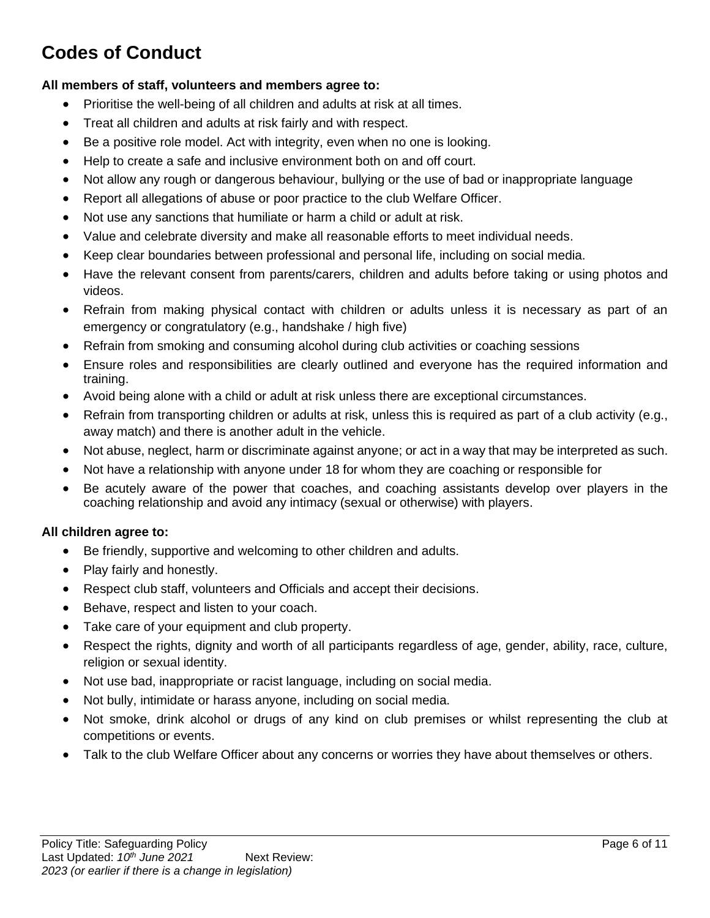# Codes of Conduct

**All members of staff, volunteers and members agree to:**

- Prioritise the well-being of all children and adults at risk at all times.
- Treat all children and adults at risk fairly and with respect.
- Be a positive role model. Act with integrity, even when no one is looking.
- Help to create a safe and inclusive environment both on and off court.
- Not allow any rough or dangerous behaviour, bullying or the use of bad or inappropriate language
- Report all allegations of abuse or poor practice to the club Welfare Officer.
- Not use any sanctions that humiliate or harm a child or adult at risk.
- Value and celebrate diversity and make all reasonable efforts to meet individual needs.
- Keep clear boundaries between professional and personal life, including on social media.
- Have the relevant consent from parents/carers, children and adults before taking or using photos and videos.
- Refrain from making physical contact with children or adults unless it is necessary as part of an emergency or congratulatory (e.g., handshake / high five)
- Refrain from smoking and consuming alcohol during club activities or coaching sessions
- Ensure roles and responsibilities are clearly outlined and everyone has the required information and training.
- Avoid being alone with a child or adult at risk unless there are exceptional circumstances.
- Refrain from transporting children or adults at risk, unless this is required as part of a club activity (e.g., away match) and there is another adult in the vehicle.
- Not abuse, neglect, harm or discriminate against anyone; or act in a way that may be interpreted as such.
- Not have a relationship with anyone under 18 for whom they are coaching or responsible for
- Be acutely aware of the power that coaches, and coaching assistants develop over players in the coaching relationship and avoid any intimacy (sexual or otherwise) with players.

**All children agree to:**

- Be friendly, supportive and welcoming to other children and adults.
- Play fairly and honestly.
- Respect club staff, volunteers and Officials and accept their decisions.
- Behave, respect and listen to your coach.
- Take care of your equipment and club property.
- Respect the rights, dignity and worth of all participants regardless of age, gender, ability, race, culture, religion or sexual identity.
- Not use bad, inappropriate or racist language, including on social media.
- Not bully, intimidate or harass anyone, including on social media.
- Not smoke, drink alcohol or drugs of any kind on club premises or whilst representing the club at competitions or events.
- Talk to the club Welfare Officer about any concerns or worries they have about themselves or others.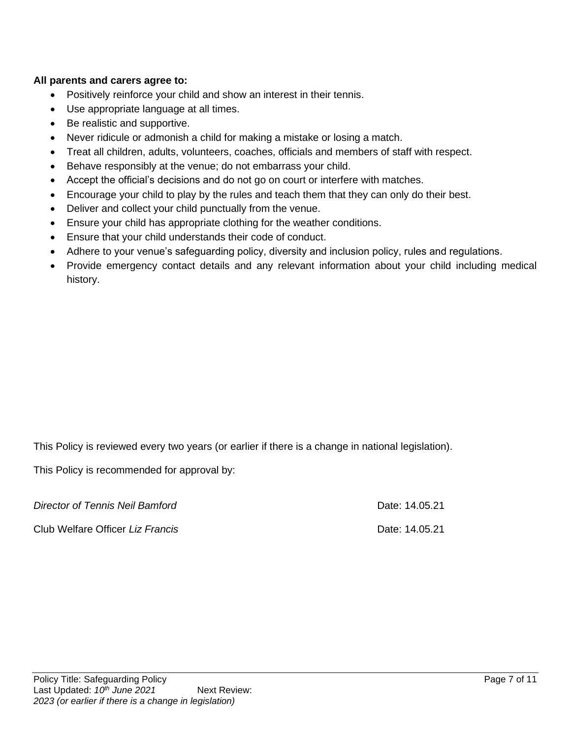**All parents and carers agree to:**

- Positively reinforce your child and show an interest in their tennis.
- Use appropriate language at all times.
- Be realistic and supportive.
- Never ridicule or admonish a child for making a mistake or losing a match.
- Treat all children, adults, volunteers, coaches, officials and members of staff with respect.
- Behave responsibly at the venue; do not embarrass your child.
- Accept the official's decisions and do not go on court or interfere with matches.
- Encourage your child to play by the rules and teach them that they can only do their best.
- Deliver and collect your child punctually from the venue.
- Ensure your child has appropriate clothing for the weather conditions.
- Ensure that your child understands their code of conduct.
- Adhere to your venue's safeguarding policy, diversity and inclusion policy, rules and regulations.
- Provide emergency contact details and any relevant information about your child including medical history.

This Policy is reviewed every two years (or earlier if there is a change in national legislation).

This Policy is recommended for approval by:

*Director of Tennis Neil Bamford* Date: 14.05.21

Club Welfare Officer *Liz Francis* Date: 14.05.21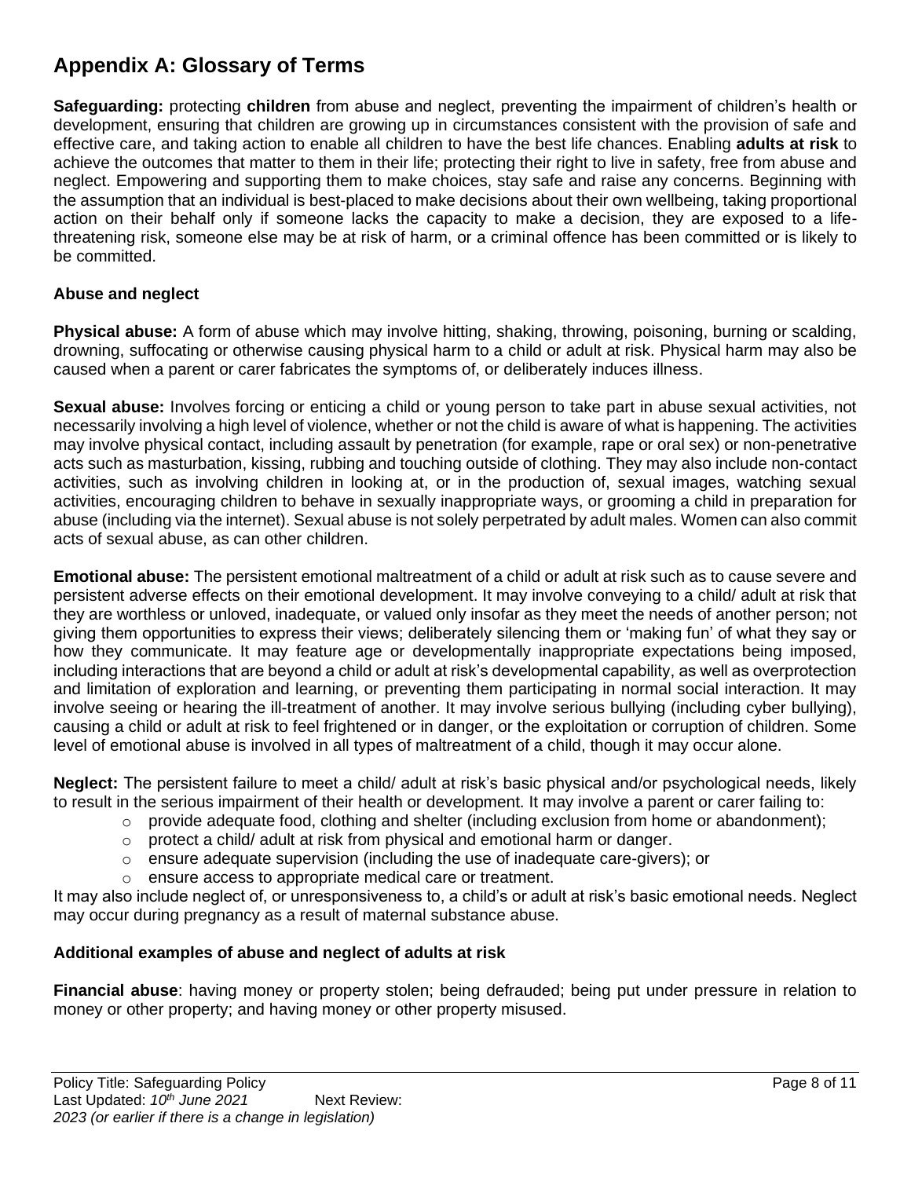## Appendix A: Glossary of Terms

**Safeguarding:** protecting **children** from abuse and neglect, preventing the impairment of children's health or development, ensuring that children are growing up in circumstances consistent with the provision of safe and effective care, and taking action to enable all children to have the best life chances. Enabling **adults at risk** to achieve the outcomes that matter to them in their life; protecting their right to live in safety, free from abuse and neglect. Empowering and supporting them to make choices, stay safe and raise any concerns. Beginning with the assumption that an individual is best-placed to make decisions about their own wellbeing, taking proportional action on their behalf only if someone lacks the capacity to make a decision, they are exposed to a life-threatening risk, someone else may be at risk of harm, or a criminal offence has been committed or is likely to be committed.

### Abuse and neglect

**Physical abuse:** A form of abuse which may involve hitting, shaking, throwing, poisoning, burning or scalding, drowning, suffocating or otherwise causing physical harm to a child or adult at risk. Physical harm may also be caused when a parent or carer fabricates the symptoms of, or deliberately induces illness.

**Sexual abuse:** Involves forcing or enticing a child or young person to take part in abuse sexual activities, not necessarily involving a high level of violence, whether or not the child is aware of what is happening. The activities may involve physical contact, including assault by penetration (for example, rape or oral sex) or non-penetrative acts such as masturbation, kissing, rubbing and touching outside of clothing. They may also include non-contact activities, such as involving children in looking at, or in the production of, sexual images, watching sexual activities, encouraging children to behave in sexually inappropriate ways, or grooming a child in preparation for abuse (including via the internet). Sexual abuse is not solely perpetrated by adult males. Women can also commit acts of sexual abuse, as can other children.

**Emotional abuse:** The persistent emotional maltreatment of a child or adult at risk such as to cause severe and persistent adverse effects on their emotional development. It may involve conveying to a child/ adult at risk that they are worthless or unloved, inadequate, or valued only insofar as they meet the needs of another person; not giving them opportunities to express their views; deliberately silencing them or 'making fun' of what they say or how they communicate. It may feature age or developmentally inappropriate expectations being imposed, including interactions that are beyond a child or adult at risk's developmental capability, as well as overprotection and limitation of exploration and learning, or preventing them participating in normal social interaction. It may involve seeing or hearing the ill-treatment of another. It may involve serious bullying (including cyber bullying), causing a child or adult at risk to feel frightened or in danger, or the exploitation or corruption of children. Some level of emotional abuse is involved in all types of maltreatment of a child, though it may occur alone.

**Neglect:** The persistent failure to meet a child/ adult at risk's basic physical and/or psychological needs, likely to result in the serious impairment of their health or development. It may involve a parent or carer failing to:

- provide adequate food, clothing and shelter (including exclusion from home or abandonment);
- protect a child/ adult at risk from physical and emotional harm or danger.
- ensure adequate supervision (including the use of inadequate care-givers); or
- ensure access to appropriate medical care or treatment.

It may also include neglect of, or unresponsiveness to, a child's or adult at risk's basic emotional needs. Neglect may occur during pregnancy as a result of maternal substance abuse.

### Additional examples of abuse and neglect of adults at risk

**Financial abuse**: having money or property stolen; being defrauded; being put under pressure in relation to money or other property; and having money or other property misused.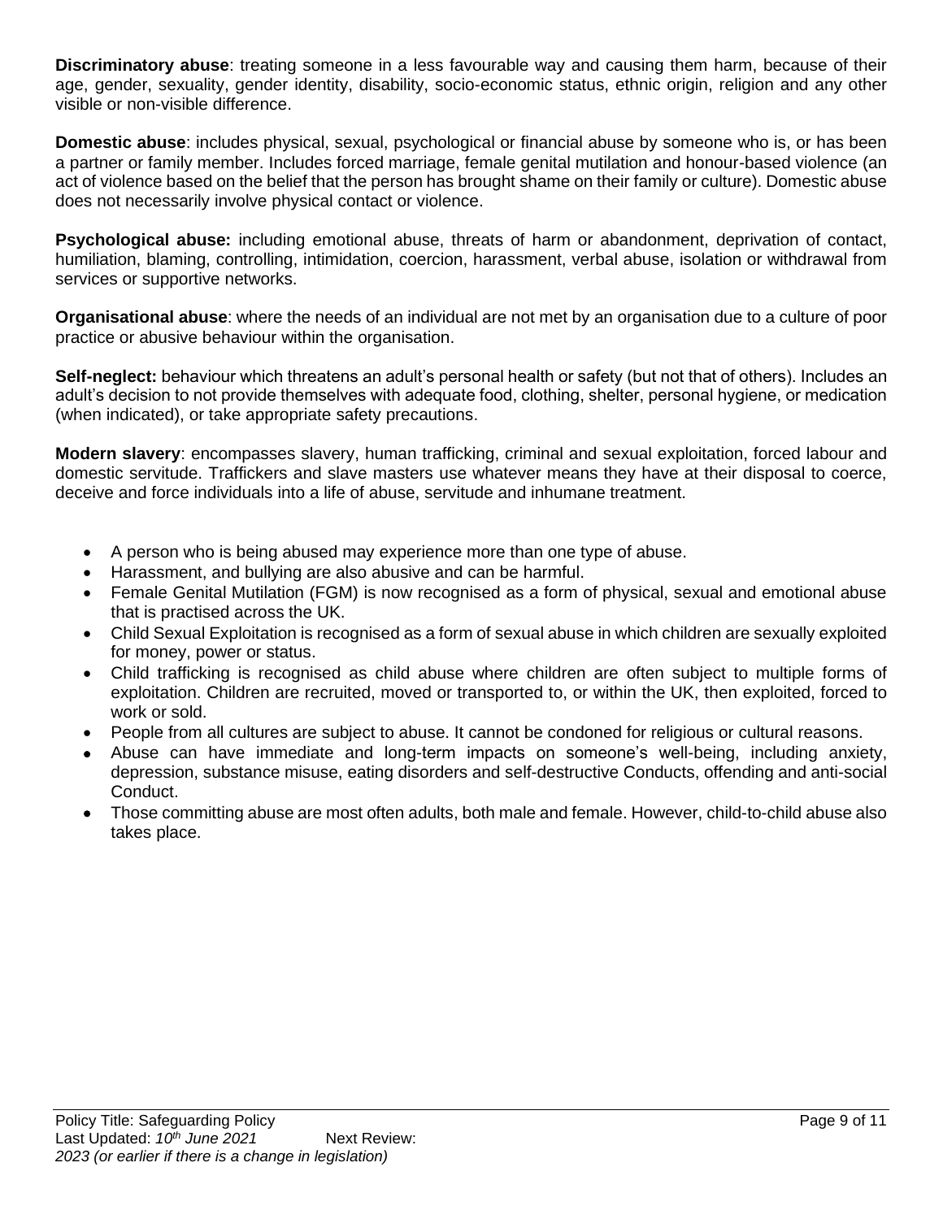**Discriminatory abuse**: treating someone in a less favourable way and causing them harm, because of their age, gender, sexuality, gender identity, disability, socio-economic status, ethnic origin, religion and any other visible or non-visible difference.

**Domestic abuse**: includes physical, sexual, psychological or financial abuse by someone who is, or has been a partner or family member. Includes forced marriage, female genital mutilation and honour-based violence (an act of violence based on the belief that the person has brought shame on their family or culture). Domestic abuse does not necessarily involve physical contact or violence.

**Psychological abuse:** including emotional abuse, threats of harm or abandonment, deprivation of contact, humiliation, blaming, controlling, intimidation, coercion, harassment, verbal abuse, isolation or withdrawal from services or supportive networks.

**Organisational abuse**: where the needs of an individual are not met by an organisation due to a culture of poor practice or abusive behaviour within the organisation.

**Self-neglect:** behaviour which threatens an adult's personal health or safety (but not that of others). Includes an adult's decision to not provide themselves with adequate food, clothing, shelter, personal hygiene, or medication (when indicated), or take appropriate safety precautions.

**Modern slavery**: encompasses slavery, human trafficking, criminal and sexual exploitation, forced labour and domestic servitude. Traffickers and slave masters use whatever means they have at their disposal to coerce, deceive and force individuals into a life of abuse, servitude and inhumane treatment.

- A person who is being abused may experience more than one type of abuse.
- Harassment, and bullying are also abusive and can be harmful.
- Female Genital Mutilation (FGM) is now recognised as a form of physical, sexual and emotional abuse that is practised across the UK.
- Child Sexual Exploitation is recognised as a form of sexual abuse in which children are sexually exploited for money, power or status.
- Child trafficking is recognised as child abuse where children are often subject to multiple forms of exploitation. Children are recruited, moved or transported to, or within the UK, then exploited, forced to work or sold.
- People from all cultures are subject to abuse. It cannot be condoned for religious or cultural reasons.
- Abuse can have immediate and long-term impacts on someone's well-being, including anxiety, depression, substance misuse, eating disorders and self-destructive Conducts, offending and anti-social Conduct.
- Those committing abuse are most often adults, both male and female. However, child-to-child abuse also takes place.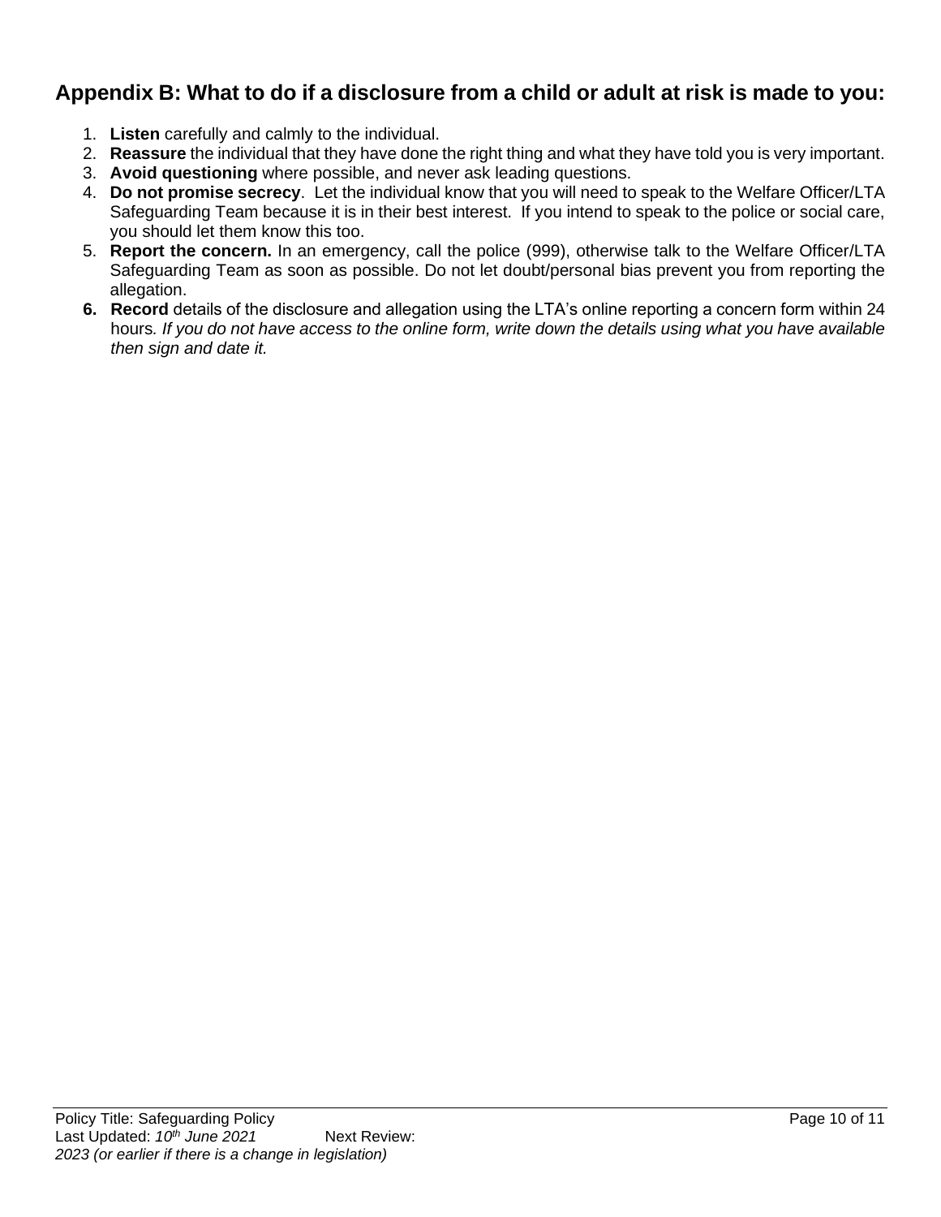## Appendix B: What to do if a disclosure from a child or adult at risk is made to you:

1. **Listen** carefully and calmly to the individual.
2. **Reassure** the individual that they have done the right thing and what they have told you is very important.
3. **Avoid questioning** where possible, and never ask leading questions.
4. **Do not promise secrecy**. Let the individual know that you will need to speak to the Welfare Officer/LTA Safeguarding Team because it is in their best interest. If you intend to speak to the police or social care, you should let them know this too.
5. **Report the concern.** In an emergency, call the police (999), otherwise talk to the Welfare Officer/LTA Safeguarding Team as soon as possible. Do not let doubt/personal bias prevent you from reporting the allegation.
6. **Record** details of the disclosure and allegation using the LTA's online reporting a concern form within 24 hours. *If you do not have access to the online form, write down the details using what you have available then sign and date it.*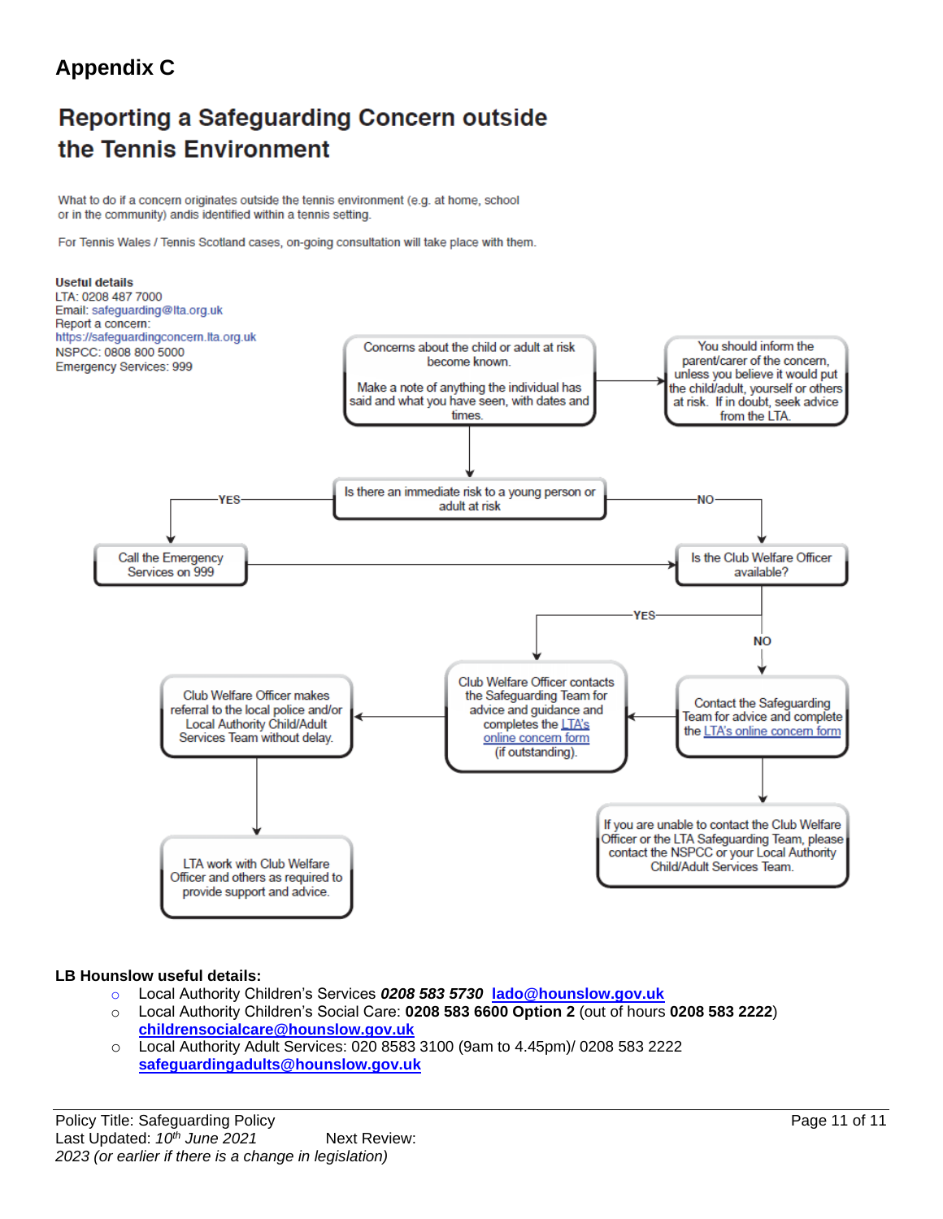## Appendix C

# Reporting a Safeguarding Concern outside the Tennis Environment

What to do if a concern originates outside the tennis environment (e.g. at home, school or in the community) andis identified within a tennis setting.

For Tennis Wales / Tennis Scotland cases, on-going consultation will take place with them.

**Useful details**
LTA: 0208 487 7000
Email: safeguarding@lta.org.uk
Report a concern:
https://safeguardingconcern.lta.org.uk
NSPCC: 0808 800 5000
Emergency Services: 999

Concerns about the child or adult at risk become known.

Make a note of anything the individual has said and what you have seen, with dates and times.

You should inform the parent/carer of the concern, unless you believe it would put the child/adult, yourself or others at risk. If in doubt, seek advice from the LTA.

Is there an immediate risk to a young person or adult at risk

YES

Call the Emergency Services on 999

NO

Is the Club Welfare Officer available?

YES

Club Welfare Officer contacts the Safeguarding Team for advice and guidance and completes the LTA's online concern form (if outstanding).

NO

Contact the Safeguarding Team for advice and complete the LTA's online concern form

If you are unable to contact the Club Welfare Officer or the LTA Safeguarding Team, please contact the NSPCC or your Local Authority Child/Adult Services Team.

Club Welfare Officer makes referral to the local police and/or Local Authority Child/Adult Services Team without delay.

LTA work with Club Welfare Officer and others as required to provide support and advice.

**LB Hounslow useful details:**

- Local Authority Children's Services ***0208 583 5730*** **lado@hounslow.gov.uk**
- Local Authority Children's Social Care: **0208 583 6600 Option 2** (out of hours **0208 583 2222**) **childrensocialcare@hounslow.gov.uk**
- Local Authority Adult Services: 020 8583 3100 (9am to 4.45pm)/ 0208 583 2222 **safeguardingadults@hounslow.gov.uk**

Policy Title: Safeguarding Policy
Last Updated: *10th June 2021* Next Review: *2023 (or earlier if there is a change in legislation)*